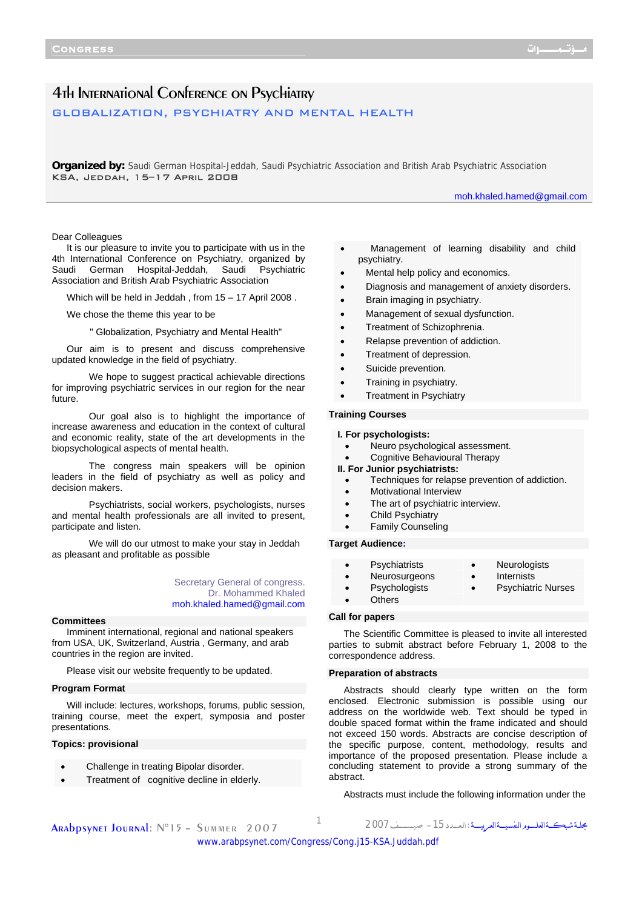# 4th International Conference on Psychiatry

## GLOBALIZATION, PSYCHIATRY AND MENTAL HEALTH

**Organized by:** Saudi German Hospital-Jeddah, Saudi Psychiatric Association and British Arab Psychiatric Association
KSA, Jeddah, 15–17 April 2008

moh.khaled.hamed@gmail.com

Dear Colleagues

It is our pleasure to invite you to participate with us in the 4th International Conference on Psychiatry, organized by Saudi German Hospital-Jeddah, Saudi Psychiatric Association and British Arab Psychiatric Association

Which will be held in Jeddah , from 15 – 17 April 2008 .

We chose the theme this year to be

" Globalization, Psychiatry and Mental Health"

Our aim is to present and discuss comprehensive updated knowledge in the field of psychiatry.

We hope to suggest practical achievable directions for improving psychiatric services in our region for the near future.

Our goal also is to highlight the importance of increase awareness and education in the context of cultural and economic reality, state of the art developments in the biopsychological aspects of mental health.

The congress main speakers will be opinion leaders in the field of psychiatry as well as policy and decision makers.

Psychiatrists, social workers, psychologists, nurses and mental health professionals are all invited to present, participate and listen.

We will do our utmost to make your stay in Jeddah as pleasant and profitable as possible

Secretary General of congress.
Dr. Mohammed Khaled
moh.khaled.hamed@gmail.com

### Committees

Imminent international, regional and national speakers from USA, UK, Switzerland, Austria , Germany, and arab countries in the region are invited.

Please visit our website frequently to be updated.

### Program Format

Will include: lectures, workshops, forums, public session, training course, meet the expert, symposia and poster presentations.

### Topics: provisional

- Challenge in treating Bipolar disorder.
- Treatment of cognitive decline in elderly.
- Management of learning disability and child psychiatry.
- Mental help policy and economics.
- Diagnosis and management of anxiety disorders.
- Brain imaging in psychiatry.
- Management of sexual dysfunction.
- Treatment of Schizophrenia.
- Relapse prevention of addiction.
- Treatment of depression.
- Suicide prevention.
- Training in psychiatry.
- Treatment in Psychiatry

### Training Courses

**I. For psychologists:**

- Neuro psychological assessment.
- Cognitive Behavioural Therapy

**II. For Junior psychiatrists:**

- Techniques for relapse prevention of addiction.
- Motivational Interview
- The art of psychiatric interview.
- Child Psychiatry
- Family Counseling

### Target Audience:

- Psychiatrists
- Neurosurgeons
- Psychologists
- Others
- Neurologists
- Internists
- Psychiatric Nurses

### Call for papers

The Scientific Committee is pleased to invite all interested parties to submit abstract before February 1, 2008 to the correspondence address.

### Preparation of abstracts

Abstracts should clearly type written on the form enclosed. Electronic submission is possible using our address on the worldwide web. Text should be typed in double spaced format within the frame indicated and should not exceed 150 words. Abstracts are concise description of the specific purpose, content, methodology, results and importance of the proposed presentation. Please include a concluding statement to provide a strong summary of the abstract.

Abstracts must include the following information under the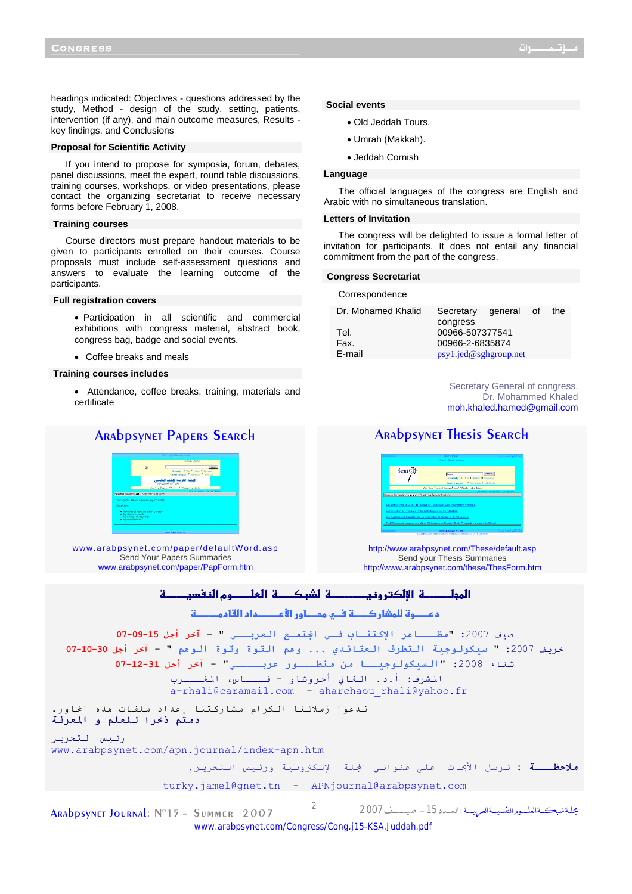headings indicated: Objectives - questions addressed by the study, Method - design of the study, setting, patients, intervention (if any), and main outcome measures, Results - key findings, and Conclusions

### Proposal for Scientific Activity

If you intend to propose for symposia, forum, debates, panel discussions, meet the expert, round table discussions, training courses, workshops, or video presentations, please contact the organizing secretariat to receive necessary forms before February 1, 2008.

### Training courses

Course directors must prepare handout materials to be given to participants enrolled on their courses. Course proposals must include self-assessment questions and answers to evaluate the learning outcome of the participants.

### Full registration covers

- Participation in all scientific and commercial exhibitions with congress material, abstract book, congress bag, badge and social events.
- Coffee breaks and meals

### Training courses includes

- Attendance, coffee breaks, training, materials and certificate

### Social events

- Old Jeddah Tours.
- Umrah (Makkah).
- Jeddah Cornish

### Language

The official languages of the congress are English and Arabic with no simultaneous translation.

### Letters of Invitation

The congress will be delighted to issue a formal letter of invitation for participants. It does not entail any financial commitment from the part of the congress.

### Congress Secretariat

Correspondence

| | |
|---|---|
| Dr. Mohamed Khalid | Secretary general of the congress |
| Tel. | 00966-507377541 |
| Fax. | 00966-2-6835874 |
| E-mail | psy1.jed@sghgroup.net |

Secretary General of congress.
Dr. Mohammed Khaled
moh.khaled.hamed@gmail.com

## Arabpsynet Papers Search

www.arabpsynet.com/paper/defaultWord.asp
Send Your Papers Summaries
www.arabpsynet.com/paper/PapForm.htm

## Arabpsynet Thesis Search

http://www.arabpsynet.com/These/default.asp
Send your Thesis Summaries
http://www.arabpsynet.com/these/ThesForm.htm

## المجلـــــة الإلكترونيـــــــة لشبكـــة العلـــــوم النفسيــــة

### دعـــوة للمشاركـــة فـي محـــاور الأعــــداد القادمـــة

صيف 2007: "مظــــاهر الإكتئــاب فـي المجتمـع العربـــي " - آخر أجل 15-09-07

خريف 2007: " سيكولوجية التطرف العقائدي ... وهم القوة وقوة الوهم " - آخر أجل 30-10-07

شتاء 2008: "السيكولوجيـــا من منظـــور عربـــي" - آخر أجل 31-12-07

المشرف: أ. د. الغالي أحرشاو - فـــاس، المغــــرب
a-rhali@caramail.com - aharchaou_rhali@yahoo.fr

ندعوا زملائنا الكرام مشاركتنا إعداد ملفات هذه المحاور.
**دمتم ذخرا للعلم و المعرفة**

رئيس التحرير
www.arabpsynet.com/apn.journal/index-apn.htm

**ملاحظــة :** ترسل الأبحاث على عنواني المجلة الإلكترونية ورئيس التحرير.

turky.jamel@gnet.tn - APNjournal@arabpsynet.com